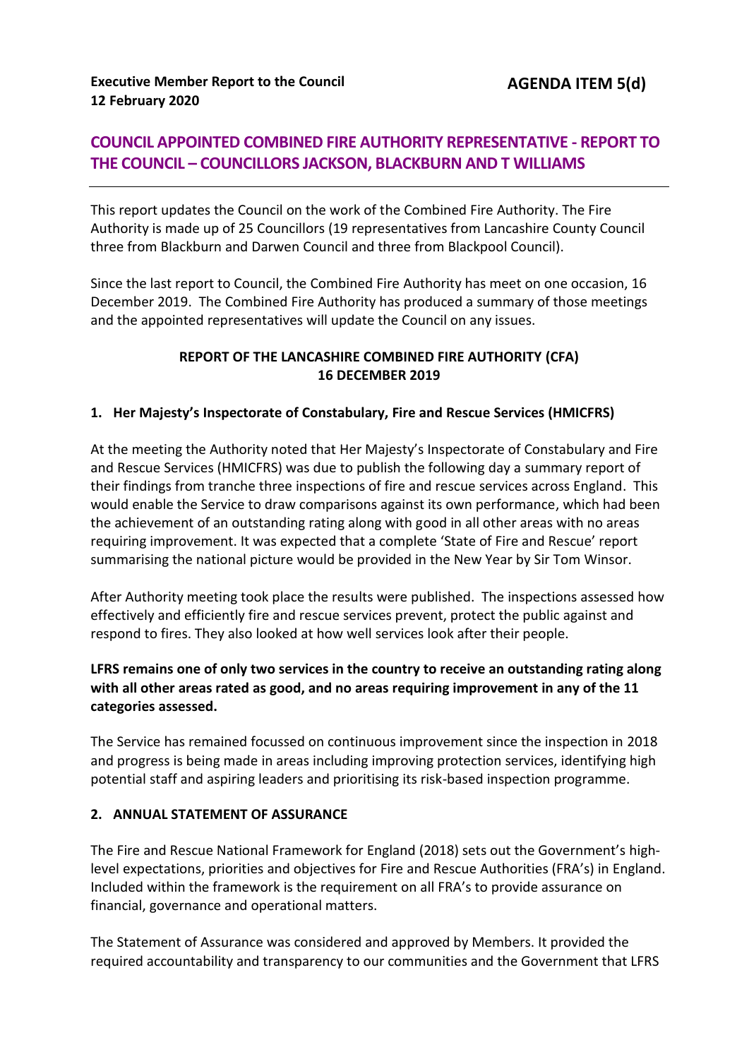**Executive Member Report to the Council**
**12 February 2020**

**AGENDA ITEM 5(d)**

## COUNCIL APPOINTED COMBINED FIRE AUTHORITY REPRESENTATIVE - REPORT TO THE COUNCIL – COUNCILLORS JACKSON, BLACKBURN AND T WILLIAMS

---

This report updates the Council on the work of the Combined Fire Authority. The Fire Authority is made up of 25 Councillors (19 representatives from Lancashire County Council three from Blackburn and Darwen Council and three from Blackpool Council).

Since the last report to Council, the Combined Fire Authority has meet on one occasion, 16 December 2019. The Combined Fire Authority has produced a summary of those meetings and the appointed representatives will update the Council on any issues.

**REPORT OF THE LANCASHIRE COMBINED FIRE AUTHORITY (CFA)**
**16 DECEMBER 2019**

### 1. Her Majesty's Inspectorate of Constabulary, Fire and Rescue Services (HMICFRS)

At the meeting the Authority noted that Her Majesty's Inspectorate of Constabulary and Fire and Rescue Services (HMICFRS) was due to publish the following day a summary report of their findings from tranche three inspections of fire and rescue services across England. This would enable the Service to draw comparisons against its own performance, which had been the achievement of an outstanding rating along with good in all other areas with no areas requiring improvement. It was expected that a complete 'State of Fire and Rescue' report summarising the national picture would be provided in the New Year by Sir Tom Winsor.

After Authority meeting took place the results were published. The inspections assessed how effectively and efficiently fire and rescue services prevent, protect the public against and respond to fires. They also looked at how well services look after their people.

**LFRS remains one of only two services in the country to receive an outstanding rating along with all other areas rated as good, and no areas requiring improvement in any of the 11 categories assessed.**

The Service has remained focussed on continuous improvement since the inspection in 2018 and progress is being made in areas including improving protection services, identifying high potential staff and aspiring leaders and prioritising its risk-based inspection programme.

### 2. ANNUAL STATEMENT OF ASSURANCE

The Fire and Rescue National Framework for England (2018) sets out the Government's high-level expectations, priorities and objectives for Fire and Rescue Authorities (FRA's) in England. Included within the framework is the requirement on all FRA's to provide assurance on financial, governance and operational matters.

The Statement of Assurance was considered and approved by Members. It provided the required accountability and transparency to our communities and the Government that LFRS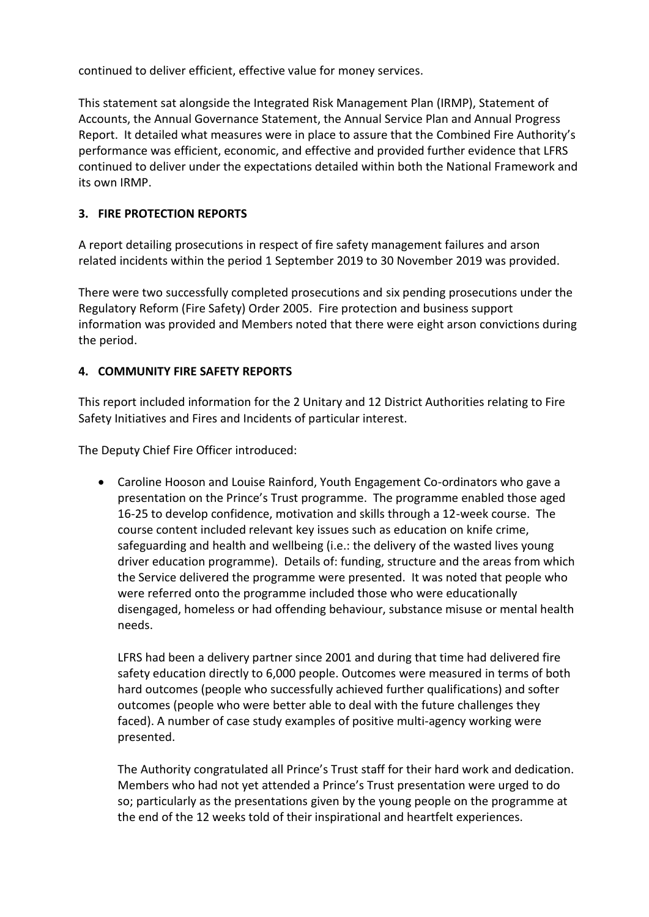continued to deliver efficient, effective value for money services.

This statement sat alongside the Integrated Risk Management Plan (IRMP), Statement of Accounts, the Annual Governance Statement, the Annual Service Plan and Annual Progress Report. It detailed what measures were in place to assure that the Combined Fire Authority's performance was efficient, economic, and effective and provided further evidence that LFRS continued to deliver under the expectations detailed within both the National Framework and its own IRMP.

## 3. FIRE PROTECTION REPORTS

A report detailing prosecutions in respect of fire safety management failures and arson related incidents within the period 1 September 2019 to 30 November 2019 was provided.

There were two successfully completed prosecutions and six pending prosecutions under the Regulatory Reform (Fire Safety) Order 2005. Fire protection and business support information was provided and Members noted that there were eight arson convictions during the period.

## 4. COMMUNITY FIRE SAFETY REPORTS

This report included information for the 2 Unitary and 12 District Authorities relating to Fire Safety Initiatives and Fires and Incidents of particular interest.

The Deputy Chief Fire Officer introduced:

- Caroline Hooson and Louise Rainford, Youth Engagement Co-ordinators who gave a presentation on the Prince's Trust programme. The programme enabled those aged 16-25 to develop confidence, motivation and skills through a 12-week course. The course content included relevant key issues such as education on knife crime, safeguarding and health and wellbeing (i.e.: the delivery of the wasted lives young driver education programme). Details of: funding, structure and the areas from which the Service delivered the programme were presented. It was noted that people who were referred onto the programme included those who were educationally disengaged, homeless or had offending behaviour, substance misuse or mental health needs.

  LFRS had been a delivery partner since 2001 and during that time had delivered fire safety education directly to 6,000 people. Outcomes were measured in terms of both hard outcomes (people who successfully achieved further qualifications) and softer outcomes (people who were better able to deal with the future challenges they faced). A number of case study examples of positive multi-agency working were presented.

  The Authority congratulated all Prince's Trust staff for their hard work and dedication. Members who had not yet attended a Prince's Trust presentation were urged to do so; particularly as the presentations given by the young people on the programme at the end of the 12 weeks told of their inspirational and heartfelt experiences.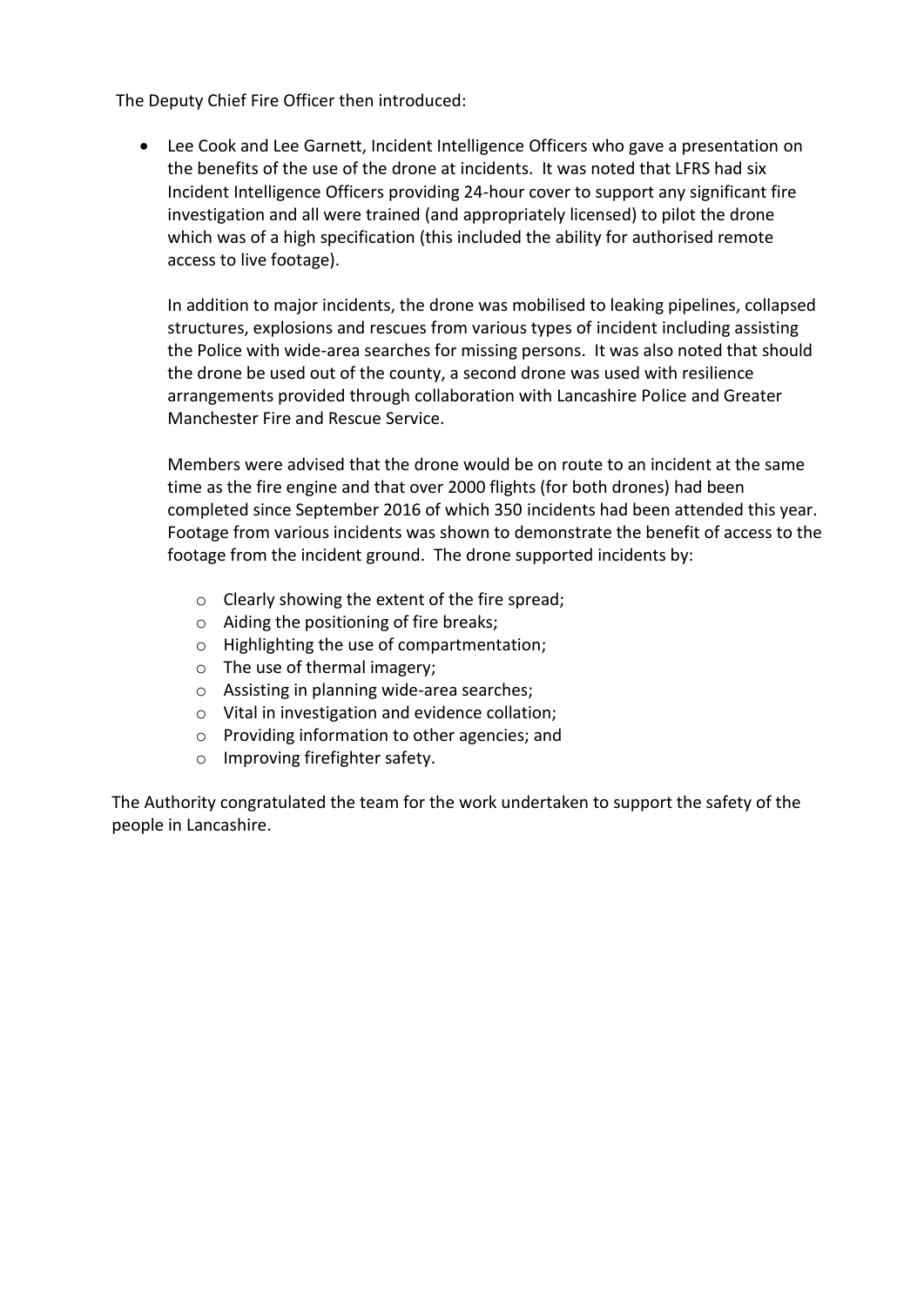The Deputy Chief Fire Officer then introduced:

- Lee Cook and Lee Garnett, Incident Intelligence Officers who gave a presentation on the benefits of the use of the drone at incidents. It was noted that LFRS had six Incident Intelligence Officers providing 24-hour cover to support any significant fire investigation and all were trained (and appropriately licensed) to pilot the drone which was of a high specification (this included the ability for authorised remote access to live footage).

  In addition to major incidents, the drone was mobilised to leaking pipelines, collapsed structures, explosions and rescues from various types of incident including assisting the Police with wide-area searches for missing persons. It was also noted that should the drone be used out of the county, a second drone was used with resilience arrangements provided through collaboration with Lancashire Police and Greater Manchester Fire and Rescue Service.

  Members were advised that the drone would be on route to an incident at the same time as the fire engine and that over 2000 flights (for both drones) had been completed since September 2016 of which 350 incidents had been attended this year. Footage from various incidents was shown to demonstrate the benefit of access to the footage from the incident ground. The drone supported incidents by:

  - Clearly showing the extent of the fire spread;
  - Aiding the positioning of fire breaks;
  - Highlighting the use of compartmentation;
  - The use of thermal imagery;
  - Assisting in planning wide-area searches;
  - Vital in investigation and evidence collation;
  - Providing information to other agencies; and
  - Improving firefighter safety.

The Authority congratulated the team for the work undertaken to support the safety of the people in Lancashire.